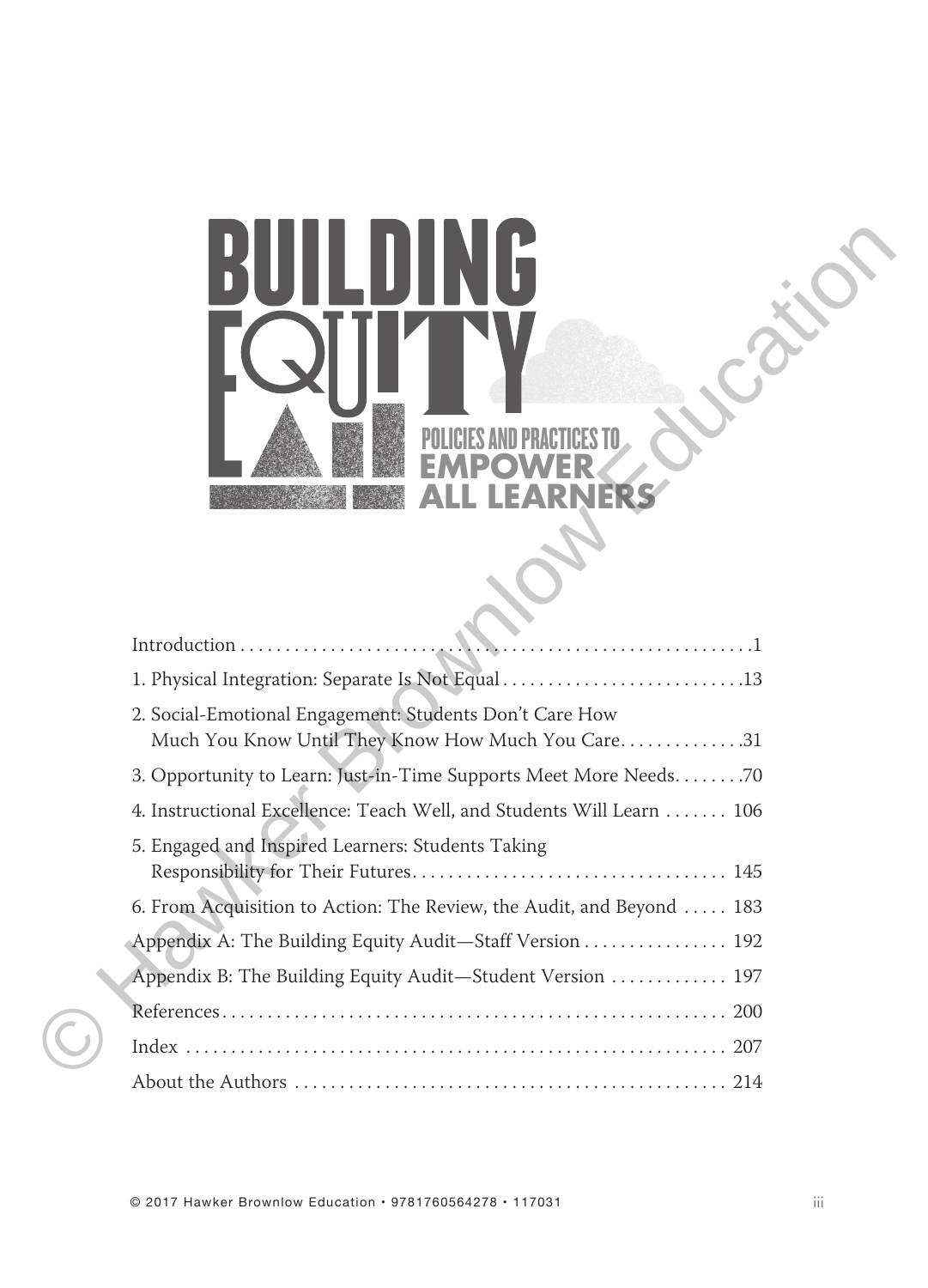# BUILDING EQUITY

## POLICIES AND PRACTICES TO EMPOWER ALL LEARNERS

Introduction . . . . . . . . . . . . . . . . . . . . . . . . . . . . . . . . . . . . . . . . . . . . . . . . . . . . . . . . . .1

1. Physical Integration: Separate Is Not Equal . . . . . . . . . . . . . . . . . . . . . . . . . . .13

2. Social-Emotional Engagement: Students Don't Care How Much You Know Until They Know How Much You Care. . . . . . . . . . . . . .31

3. Opportunity to Learn: Just-in-Time Supports Meet More Needs. . . . . . . .70

4. Instructional Excellence: Teach Well, and Students Will Learn . . . . . . . 106

5. Engaged and Inspired Learners: Students Taking Responsibility for Their Futures. . . . . . . . . . . . . . . . . . . . . . . . . . . . . . . . . . 145

6. From Acquisition to Action: The Review, the Audit, and Beyond . . . . . 183

Appendix A: The Building Equity Audit—Staff Version . . . . . . . . . . . . . . . . 192

Appendix B: The Building Equity Audit—Student Version . . . . . . . . . . . . . 197

References . . . . . . . . . . . . . . . . . . . . . . . . . . . . . . . . . . . . . . . . . . . . . . . . . . . . . . . 200

Index . . . . . . . . . . . . . . . . . . . . . . . . . . . . . . . . . . . . . . . . . . . . . . . . . . . . . . . . . . . 207

About the Authors . . . . . . . . . . . . . . . . . . . . . . . . . . . . . . . . . . . . . . . . . . . . . . . . 214

© 2017 Hawker Brownlow Education • 9781760564278 • 117031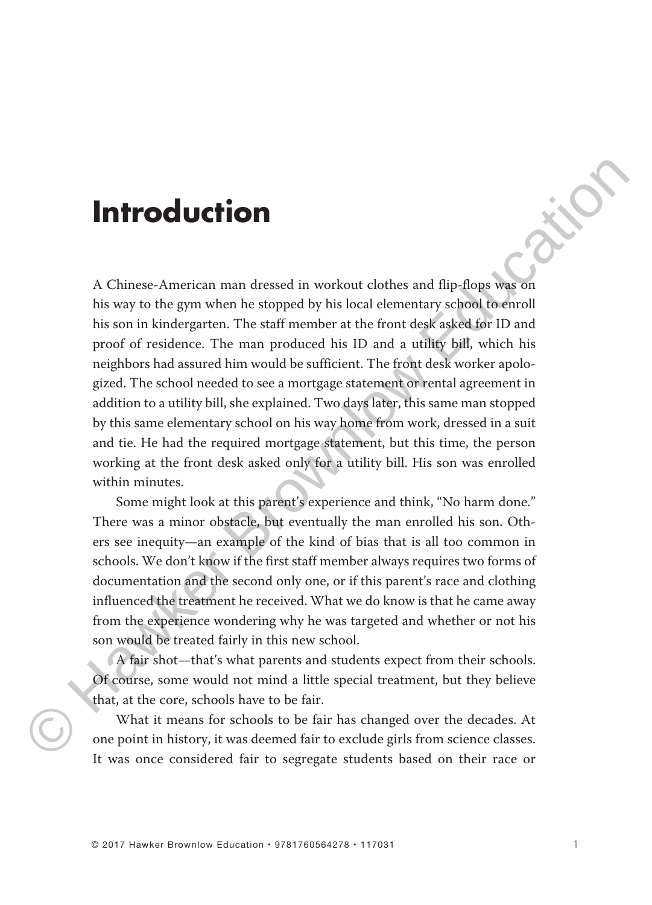# Introduction

A Chinese-American man dressed in workout clothes and flip-flops was on his way to the gym when he stopped by his local elementary school to enroll his son in kindergarten. The staff member at the front desk asked for ID and proof of residence. The man produced his ID and a utility bill, which his neighbors had assured him would be sufficient. The front desk worker apologized. The school needed to see a mortgage statement or rental agreement in addition to a utility bill, she explained. Two days later, this same man stopped by this same elementary school on his way home from work, dressed in a suit and tie. He had the required mortgage statement, but this time, the person working at the front desk asked only for a utility bill. His son was enrolled within minutes.

Some might look at this parent's experience and think, "No harm done." There was a minor obstacle, but eventually the man enrolled his son. Others see inequity—an example of the kind of bias that is all too common in schools. We don't know if the first staff member always requires two forms of documentation and the second only one, or if this parent's race and clothing influenced the treatment he received. What we do know is that he came away from the experience wondering why he was targeted and whether or not his son would be treated fairly in this new school.

A fair shot—that's what parents and students expect from their schools. Of course, some would not mind a little special treatment, but they believe that, at the core, schools have to be fair.

What it means for schools to be fair has changed over the decades. At one point in history, it was deemed fair to exclude girls from science classes. It was once considered fair to segregate students based on their race or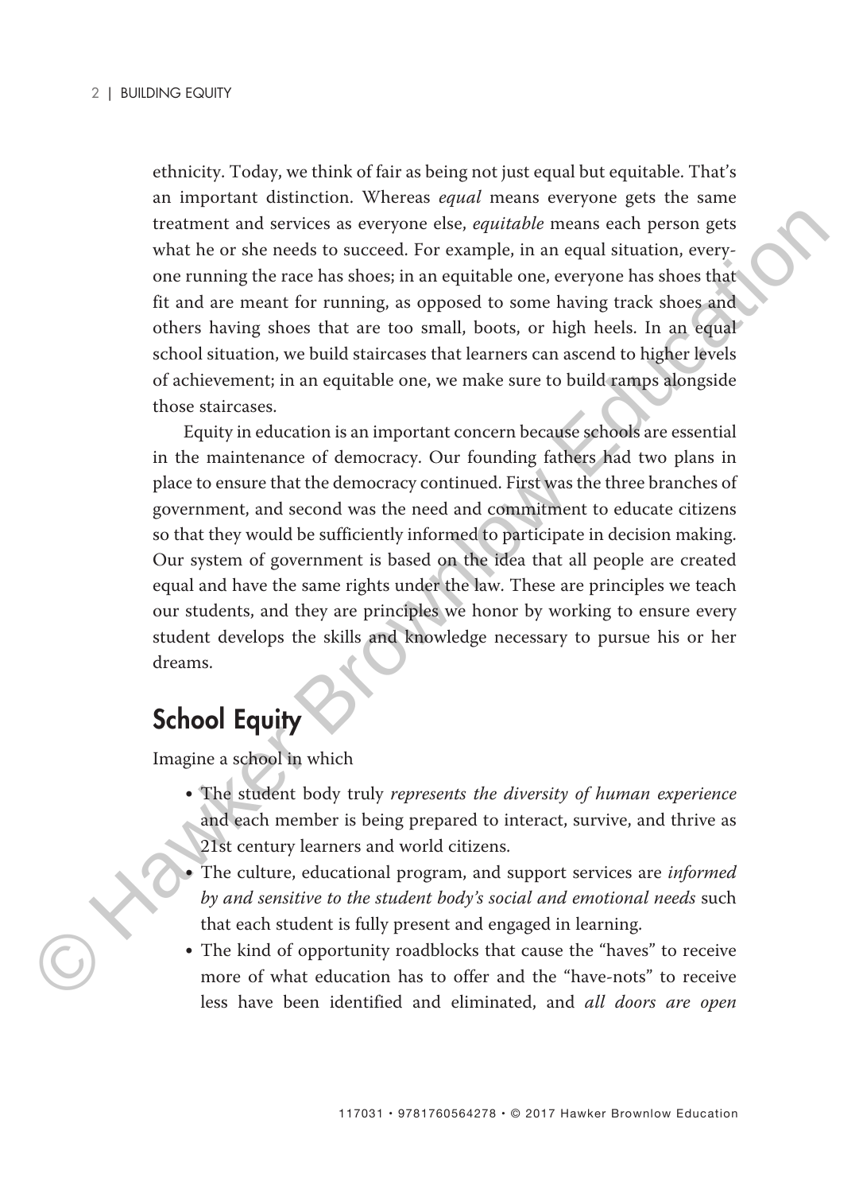ethnicity. Today, we think of fair as being not just equal but equitable. That's an important distinction. Whereas *equal* means everyone gets the same treatment and services as everyone else, *equitable* means each person gets what he or she needs to succeed. For example, in an equal situation, everyone running the race has shoes; in an equitable one, everyone has shoes that fit and are meant for running, as opposed to some having track shoes and others having shoes that are too small, boots, or high heels. In an equal school situation, we build staircases that learners can ascend to higher levels of achievement; in an equitable one, we make sure to build ramps alongside those staircases.

Equity in education is an important concern because schools are essential in the maintenance of democracy. Our founding fathers had two plans in place to ensure that the democracy continued. First was the three branches of government, and second was the need and commitment to educate citizens so that they would be sufficiently informed to participate in decision making. Our system of government is based on the idea that all people are created equal and have the same rights under the law. These are principles we teach our students, and they are principles we honor by working to ensure every student develops the skills and knowledge necessary to pursue his or her dreams.

## School Equity

Imagine a school in which

- The student body truly *represents the diversity of human experience* and each member is being prepared to interact, survive, and thrive as 21st century learners and world citizens.
- The culture, educational program, and support services are *informed by and sensitive to the student body's social and emotional needs* such that each student is fully present and engaged in learning.
- The kind of opportunity roadblocks that cause the "haves" to receive more of what education has to offer and the "have-nots" to receive less have been identified and eliminated, and *all doors are open*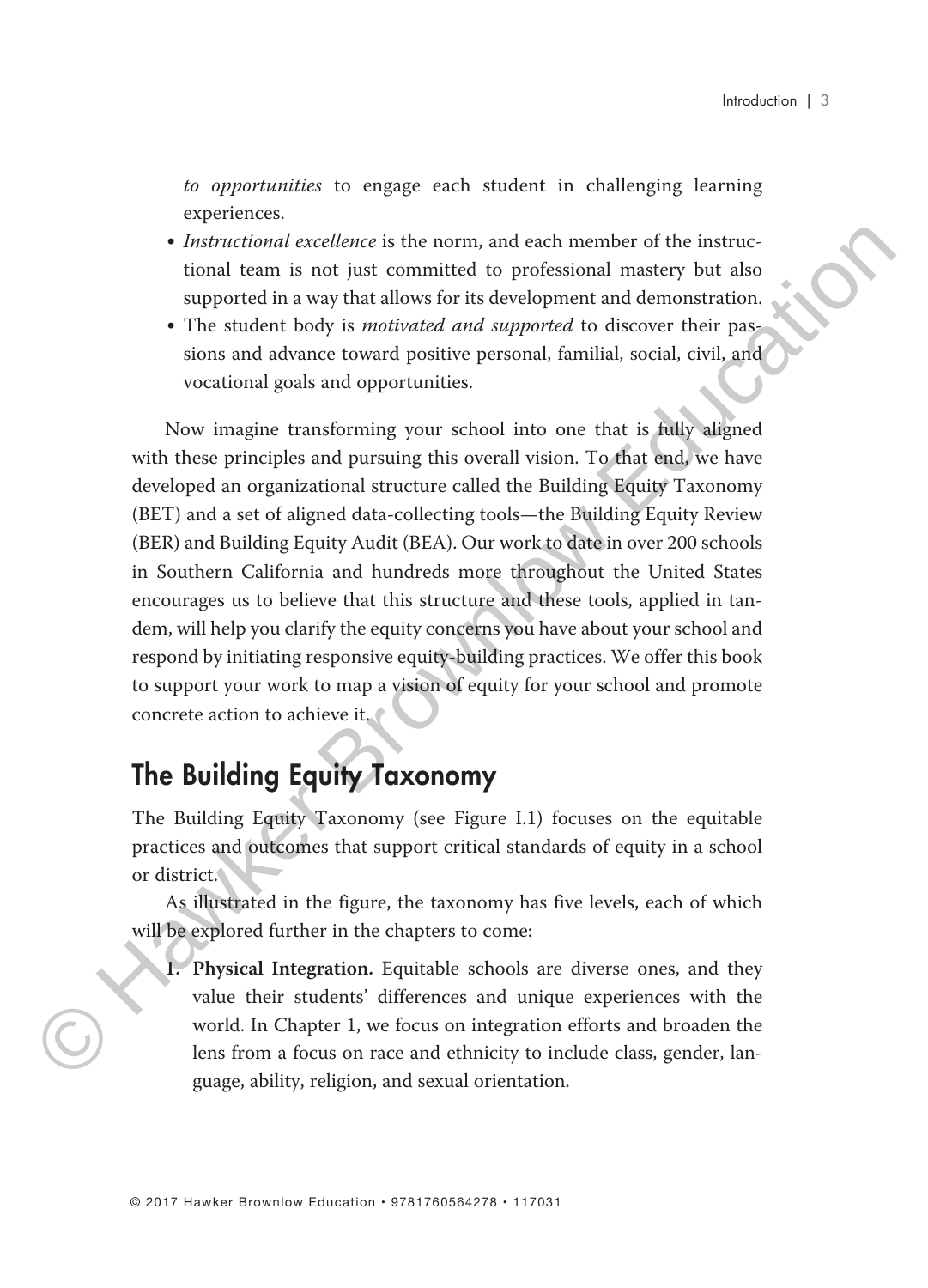*to opportunities* to engage each student in challenging learning experiences.

- *Instructional excellence* is the norm, and each member of the instructional team is not just committed to professional mastery but also supported in a way that allows for its development and demonstration.
- The student body is *motivated and supported* to discover their passions and advance toward positive personal, familial, social, civil, and vocational goals and opportunities.

Now imagine transforming your school into one that is fully aligned with these principles and pursuing this overall vision. To that end, we have developed an organizational structure called the Building Equity Taxonomy (BET) and a set of aligned data-collecting tools—the Building Equity Review (BER) and Building Equity Audit (BEA). Our work to date in over 200 schools in Southern California and hundreds more throughout the United States encourages us to believe that this structure and these tools, applied in tandem, will help you clarify the equity concerns you have about your school and respond by initiating responsive equity-building practices. We offer this book to support your work to map a vision of equity for your school and promote concrete action to achieve it.

## The Building Equity Taxonomy

The Building Equity Taxonomy (see Figure I.1) focuses on the equitable practices and outcomes that support critical standards of equity in a school or district.

As illustrated in the figure, the taxonomy has five levels, each of which will be explored further in the chapters to come:

1. **Physical Integration.** Equitable schools are diverse ones, and they value their students' differences and unique experiences with the world. In Chapter 1, we focus on integration efforts and broaden the lens from a focus on race and ethnicity to include class, gender, language, ability, religion, and sexual orientation.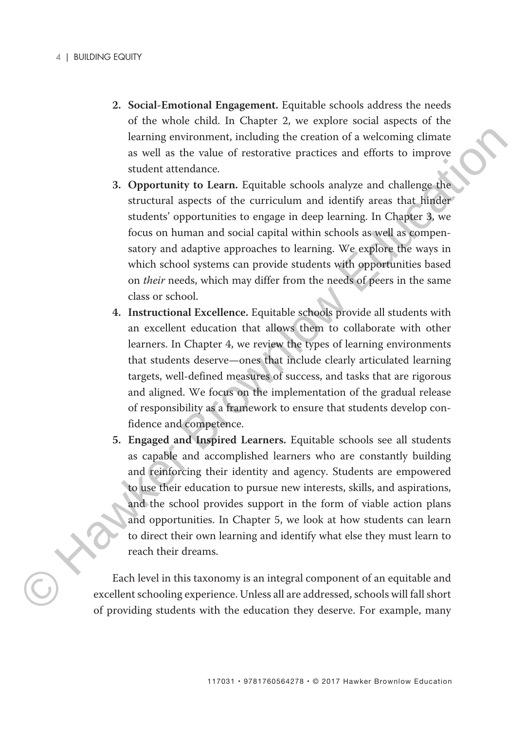2. **Social-Emotional Engagement.** Equitable schools address the needs of the whole child. In Chapter 2, we explore social aspects of the learning environment, including the creation of a welcoming climate as well as the value of restorative practices and efforts to improve student attendance.
3. **Opportunity to Learn.** Equitable schools analyze and challenge the structural aspects of the curriculum and identify areas that hinder students' opportunities to engage in deep learning. In Chapter 3, we focus on human and social capital within schools as well as compensatory and adaptive approaches to learning. We explore the ways in which school systems can provide students with opportunities based on *their* needs, which may differ from the needs of peers in the same class or school.
4. **Instructional Excellence.** Equitable schools provide all students with an excellent education that allows them to collaborate with other learners. In Chapter 4, we review the types of learning environments that students deserve—ones that include clearly articulated learning targets, well-defined measures of success, and tasks that are rigorous and aligned. We focus on the implementation of the gradual release of responsibility as a framework to ensure that students develop confidence and competence.
5. **Engaged and Inspired Learners.** Equitable schools see all students as capable and accomplished learners who are constantly building and reinforcing their identity and agency. Students are empowered to use their education to pursue new interests, skills, and aspirations, and the school provides support in the form of viable action plans and opportunities. In Chapter 5, we look at how students can learn to direct their own learning and identify what else they must learn to reach their dreams.

Each level in this taxonomy is an integral component of an equitable and excellent schooling experience. Unless all are addressed, schools will fall short of providing students with the education they deserve. For example, many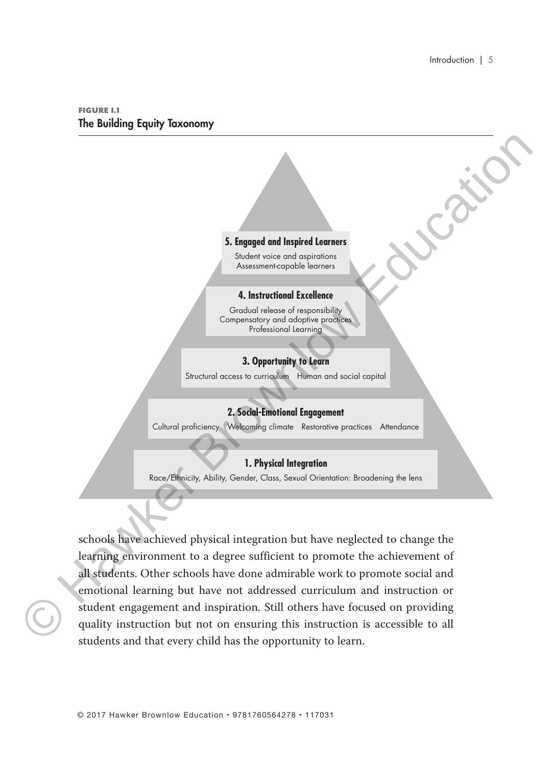**FIGURE I.1**
**The Building Equity Taxonomy**

**5. Engaged and Inspired Learners**
Student voice and aspirations
Assessment-capable learners

**4. Instructional Excellence**
Gradual release of responsibility
Compensatory and adoptive practices
Professional Learning

**3. Opportunity to Learn**
Structural access to curriculum   Human and social capital

**2. Social-Emotional Engagement**
Cultural proficiency   Welcoming climate   Restorative practices   Attendance

**1. Physical Integration**
Race/Ethnicity, Ability, Gender, Class, Sexual Orientation: Broadening the lens

schools have achieved physical integration but have neglected to change the learning environment to a degree sufficient to promote the achievement of all students. Other schools have done admirable work to promote social and emotional learning but have not addressed curriculum and instruction or student engagement and inspiration. Still others have focused on providing quality instruction but not on ensuring this instruction is accessible to all students and that every child has the opportunity to learn.